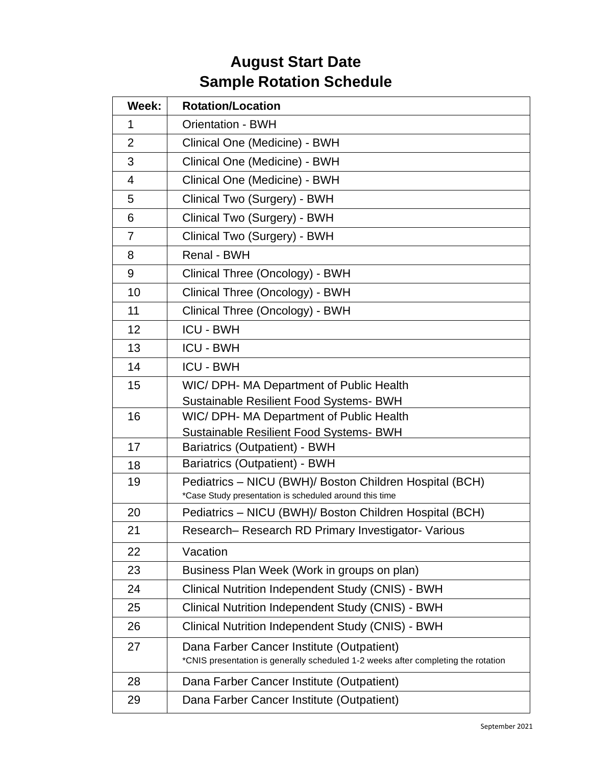# August Start Date
# Sample Rotation Schedule

| Week: | Rotation/Location |
|---|---|
| 1 | Orientation - BWH |
| 2 | Clinical One (Medicine) - BWH |
| 3 | Clinical One (Medicine) - BWH |
| 4 | Clinical One (Medicine) - BWH |
| 5 | Clinical Two (Surgery) - BWH |
| 6 | Clinical Two (Surgery) - BWH |
| 7 | Clinical Two (Surgery) - BWH |
| 8 | Renal - BWH |
| 9 | Clinical Three (Oncology) - BWH |
| 10 | Clinical Three (Oncology) - BWH |
| 11 | Clinical Three (Oncology) - BWH |
| 12 | ICU - BWH |
| 13 | ICU - BWH |
| 14 | ICU - BWH |
| 15 | WIC/ DPH- MA Department of Public Health<br>Sustainable Resilient Food Systems- BWH |
| 16 | WIC/ DPH- MA Department of Public Health<br>Sustainable Resilient Food Systems- BWH |
| 17 | Bariatrics (Outpatient) - BWH |
| 18 | Bariatrics (Outpatient) - BWH |
| 19 | Pediatrics – NICU (BWH)/ Boston Children Hospital (BCH)<br>*Case Study presentation is scheduled around this time |
| 20 | Pediatrics – NICU (BWH)/ Boston Children Hospital (BCH) |
| 21 | Research– Research RD Primary Investigator- Various |
| 22 | Vacation |
| 23 | Business Plan Week (Work in groups on plan) |
| 24 | Clinical Nutrition Independent Study (CNIS) - BWH |
| 25 | Clinical Nutrition Independent Study (CNIS) - BWH |
| 26 | Clinical Nutrition Independent Study (CNIS) - BWH |
| 27 | Dana Farber Cancer Institute (Outpatient)<br>*CNIS presentation is generally scheduled 1-2 weeks after completing the rotation |
| 28 | Dana Farber Cancer Institute (Outpatient) |
| 29 | Dana Farber Cancer Institute (Outpatient) |

September 2021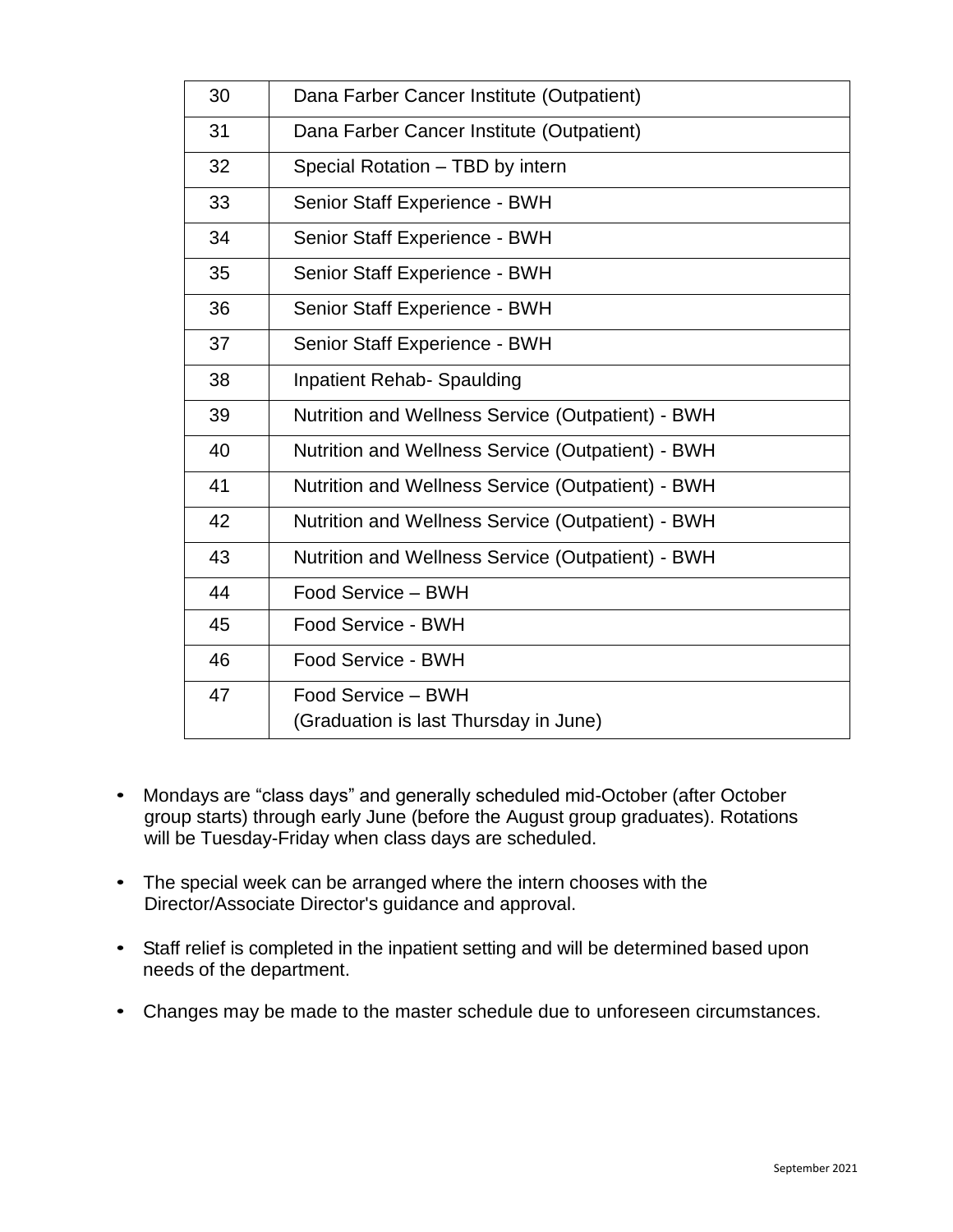| | |
|---|---|
| 30 | Dana Farber Cancer Institute (Outpatient) |
| 31 | Dana Farber Cancer Institute (Outpatient) |
| 32 | Special Rotation – TBD by intern |
| 33 | Senior Staff Experience - BWH |
| 34 | Senior Staff Experience - BWH |
| 35 | Senior Staff Experience - BWH |
| 36 | Senior Staff Experience - BWH |
| 37 | Senior Staff Experience - BWH |
| 38 | Inpatient Rehab- Spaulding |
| 39 | Nutrition and Wellness Service (Outpatient) - BWH |
| 40 | Nutrition and Wellness Service (Outpatient) - BWH |
| 41 | Nutrition and Wellness Service (Outpatient) - BWH |
| 42 | Nutrition and Wellness Service (Outpatient) - BWH |
| 43 | Nutrition and Wellness Service (Outpatient) - BWH |
| 44 | Food Service – BWH |
| 45 | Food Service - BWH |
| 46 | Food Service - BWH |
| 47 | Food Service – BWH (Graduation is last Thursday in June) |

- Mondays are "class days" and generally scheduled mid-October (after October group starts) through early June (before the August group graduates). Rotations will be Tuesday-Friday when class days are scheduled.
- The special week can be arranged where the intern chooses with the Director/Associate Director's guidance and approval.
- Staff relief is completed in the inpatient setting and will be determined based upon needs of the department.
- Changes may be made to the master schedule due to unforeseen circumstances.

September 2021